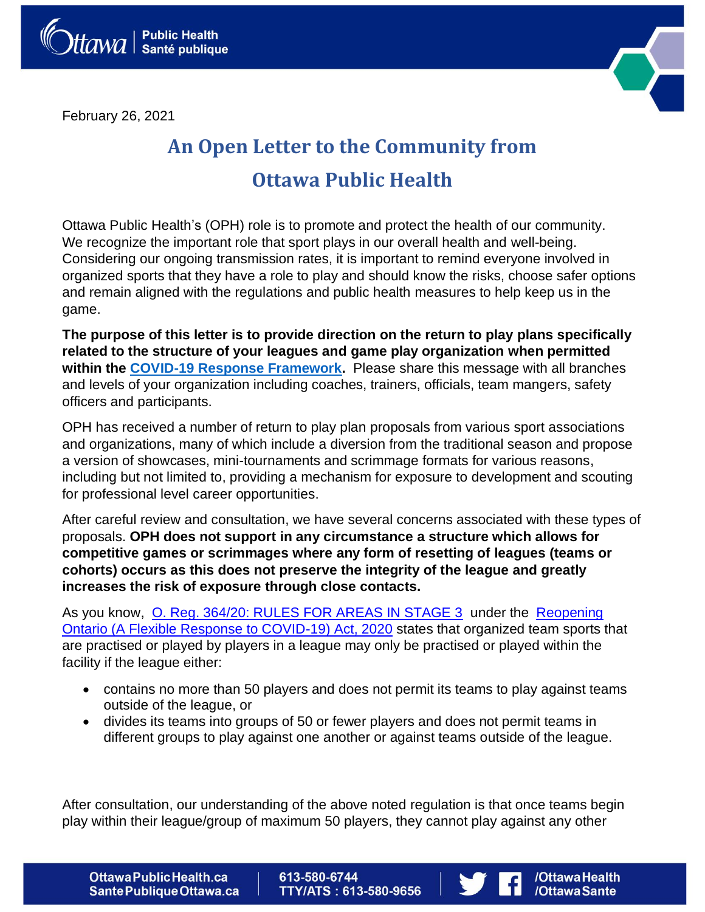February 26, 2021

# An Open Letter to the Community from Ottawa Public Health

Ottawa Public Health's (OPH) role is to promote and protect the health of our community. We recognize the important role that sport plays in our overall health and well-being. Considering our ongoing transmission rates, it is important to remind everyone involved in organized sports that they have a role to play and should know the risks, choose safer options and remain aligned with the regulations and public health measures to help keep us in the game.

**The purpose of this letter is to provide direction on the return to play plans specifically related to the structure of your leagues and game play organization when permitted within the [COVID-19 Response Framework](#).** Please share this message with all branches and levels of your organization including coaches, trainers, officials, team mangers, safety officers and participants.

OPH has received a number of return to play plan proposals from various sport associations and organizations, many of which include a diversion from the traditional season and propose a version of showcases, mini-tournaments and scrimmage formats for various reasons, including but not limited to, providing a mechanism for exposure to development and scouting for professional level career opportunities.

After careful review and consultation, we have several concerns associated with these types of proposals. **OPH does not support in any circumstance a structure which allows for competitive games or scrimmages where any form of resetting of leagues (teams or cohorts) occurs as this does not preserve the integrity of the league and greatly increases the risk of exposure through close contacts.**

As you know, [O. Reg. 364/20: RULES FOR AREAS IN STAGE 3](#) under the [Reopening Ontario (A Flexible Response to COVID-19) Act, 2020](#) states that organized team sports that are practised or played by players in a league may only be practised or played within the facility if the league either:

- contains no more than 50 players and does not permit its teams to play against teams outside of the league, or
- divides its teams into groups of 50 or fewer players and does not permit teams in different groups to play against one another or against teams outside of the league.

After consultation, our understanding of the above noted regulation is that once teams begin play within their league/group of maximum 50 players, they cannot play against any other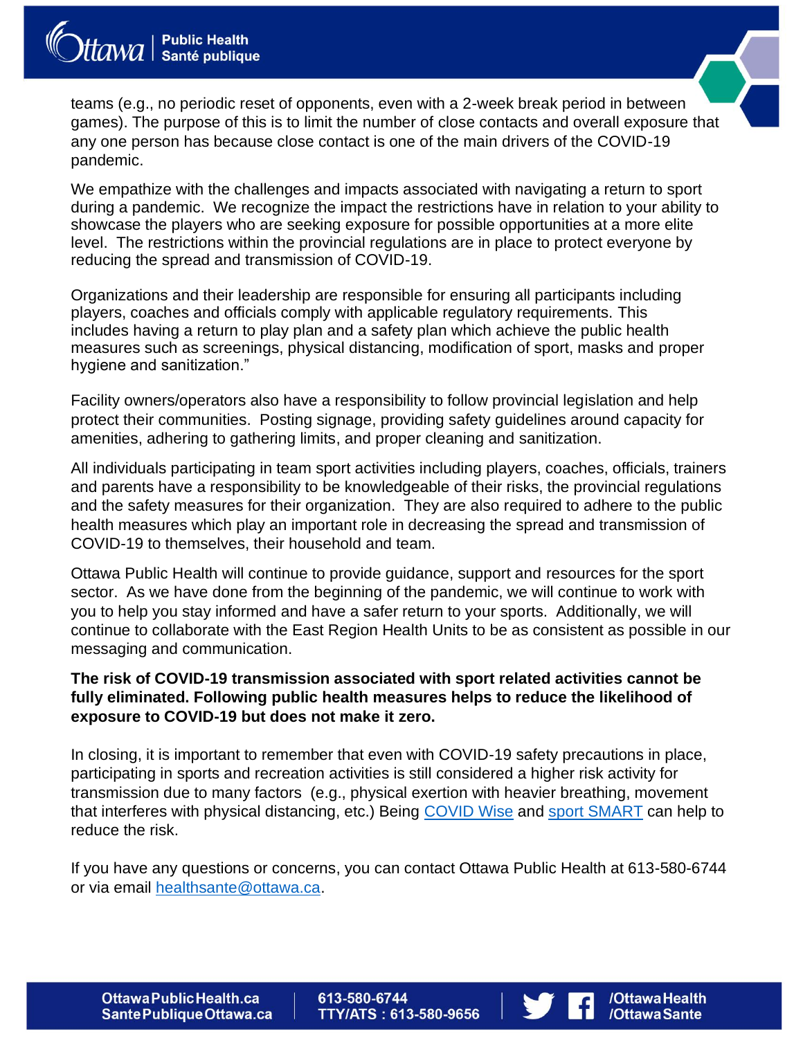teams (e.g., no periodic reset of opponents, even with a 2-week break period in between games). The purpose of this is to limit the number of close contacts and overall exposure that any one person has because close contact is one of the main drivers of the COVID-19 pandemic.

We empathize with the challenges and impacts associated with navigating a return to sport during a pandemic. We recognize the impact the restrictions have in relation to your ability to showcase the players who are seeking exposure for possible opportunities at a more elite level. The restrictions within the provincial regulations are in place to protect everyone by reducing the spread and transmission of COVID-19.

Organizations and their leadership are responsible for ensuring all participants including players, coaches and officials comply with applicable regulatory requirements. This includes having a return to play plan and a safety plan which achieve the public health measures such as screenings, physical distancing, modification of sport, masks and proper hygiene and sanitization."

Facility owners/operators also have a responsibility to follow provincial legislation and help protect their communities. Posting signage, providing safety guidelines around capacity for amenities, adhering to gathering limits, and proper cleaning and sanitization.

All individuals participating in team sport activities including players, coaches, officials, trainers and parents have a responsibility to be knowledgeable of their risks, the provincial regulations and the safety measures for their organization. They are also required to adhere to the public health measures which play an important role in decreasing the spread and transmission of COVID-19 to themselves, their household and team.

Ottawa Public Health will continue to provide guidance, support and resources for the sport sector. As we have done from the beginning of the pandemic, we will continue to work with you to help you stay informed and have a safer return to your sports. Additionally, we will continue to collaborate with the East Region Health Units to be as consistent as possible in our messaging and communication.

**The risk of COVID-19 transmission associated with sport related activities cannot be fully eliminated. Following public health measures helps to reduce the likelihood of exposure to COVID-19 but does not make it zero.**

In closing, it is important to remember that even with COVID-19 safety precautions in place, participating in sports and recreation activities is still considered a higher risk activity for transmission due to many factors (e.g., physical exertion with heavier breathing, movement that interferes with physical distancing, etc.) Being [COVID Wise] and [sport SMART] can help to reduce the risk.

If you have any questions or concerns, you can contact Ottawa Public Health at 613-580-6744 or via email healthsante@ottawa.ca.